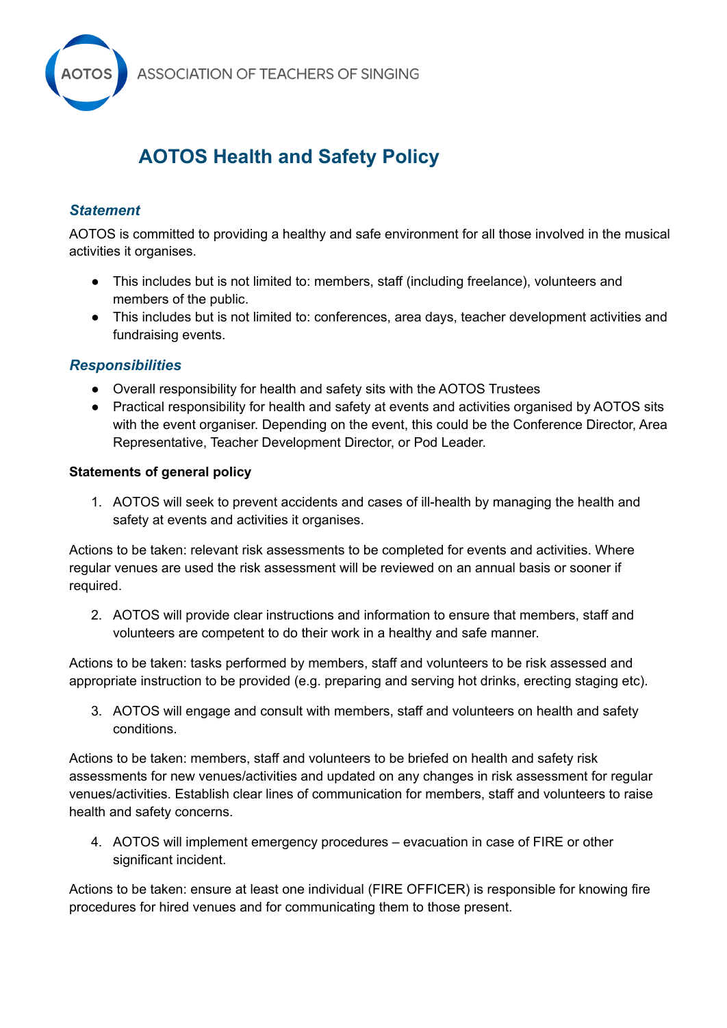AOTOS ASSOCIATION OF TEACHERS OF SINGING

# AOTOS Health and Safety Policy

### *Statement*

AOTOS is committed to providing a healthy and safe environment for all those involved in the musical activities it organises.

- This includes but is not limited to: members, staff (including freelance), volunteers and members of the public.
- This includes but is not limited to: conferences, area days, teacher development activities and fundraising events.

### *Responsibilities*

- Overall responsibility for health and safety sits with the AOTOS Trustees
- Practical responsibility for health and safety at events and activities organised by AOTOS sits with the event organiser. Depending on the event, this could be the Conference Director, Area Representative, Teacher Development Director, or Pod Leader.

**Statements of general policy**

1. AOTOS will seek to prevent accidents and cases of ill-health by managing the health and safety at events and activities it organises.

Actions to be taken: relevant risk assessments to be completed for events and activities. Where regular venues are used the risk assessment will be reviewed on an annual basis or sooner if required.

2. AOTOS will provide clear instructions and information to ensure that members, staff and volunteers are competent to do their work in a healthy and safe manner.

Actions to be taken: tasks performed by members, staff and volunteers to be risk assessed and appropriate instruction to be provided (e.g. preparing and serving hot drinks, erecting staging etc).

3. AOTOS will engage and consult with members, staff and volunteers on health and safety conditions.

Actions to be taken: members, staff and volunteers to be briefed on health and safety risk assessments for new venues/activities and updated on any changes in risk assessment for regular venues/activities. Establish clear lines of communication for members, staff and volunteers to raise health and safety concerns.

4. AOTOS will implement emergency procedures – evacuation in case of FIRE or other significant incident.

Actions to be taken: ensure at least one individual (FIRE OFFICER) is responsible for knowing fire procedures for hired venues and for communicating them to those present.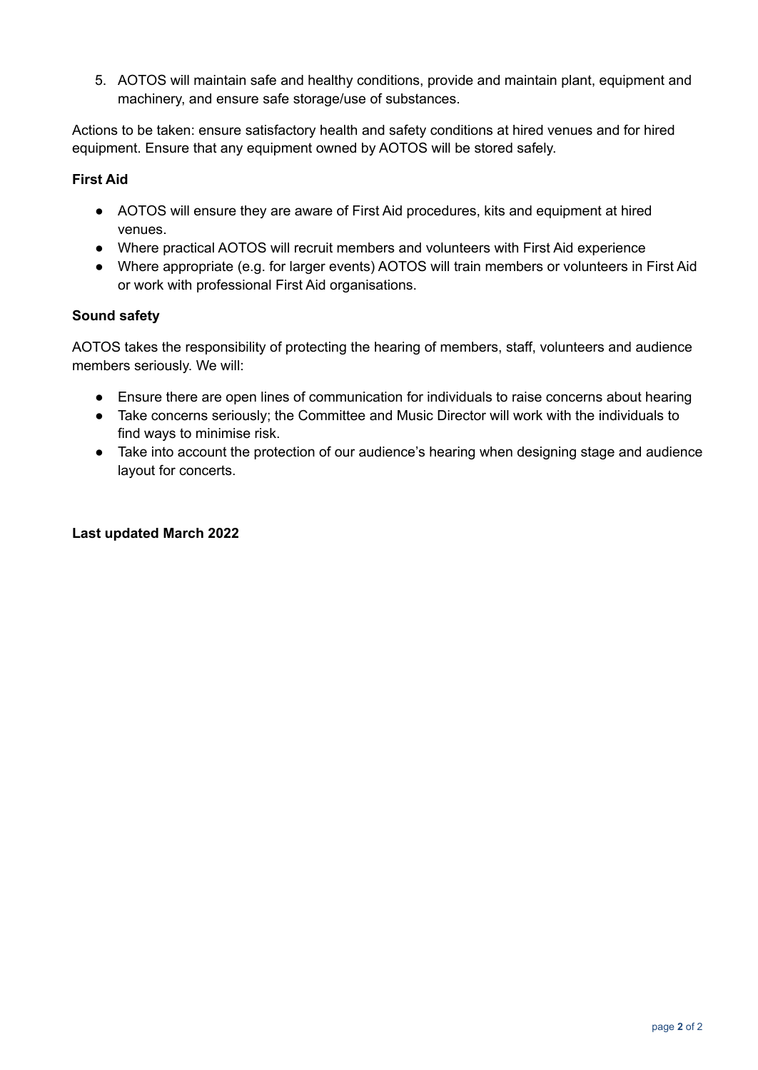5. AOTOS will maintain safe and healthy conditions, provide and maintain plant, equipment and machinery, and ensure safe storage/use of substances.

Actions to be taken: ensure satisfactory health and safety conditions at hired venues and for hired equipment. Ensure that any equipment owned by AOTOS will be stored safely.

**First Aid**

- AOTOS will ensure they are aware of First Aid procedures, kits and equipment at hired venues.
- Where practical AOTOS will recruit members and volunteers with First Aid experience
- Where appropriate (e.g. for larger events) AOTOS will train members or volunteers in First Aid or work with professional First Aid organisations.

**Sound safety**

AOTOS takes the responsibility of protecting the hearing of members, staff, volunteers and audience members seriously. We will:

- Ensure there are open lines of communication for individuals to raise concerns about hearing
- Take concerns seriously; the Committee and Music Director will work with the individuals to find ways to minimise risk.
- Take into account the protection of our audience's hearing when designing stage and audience layout for concerts.

**Last updated March 2022**